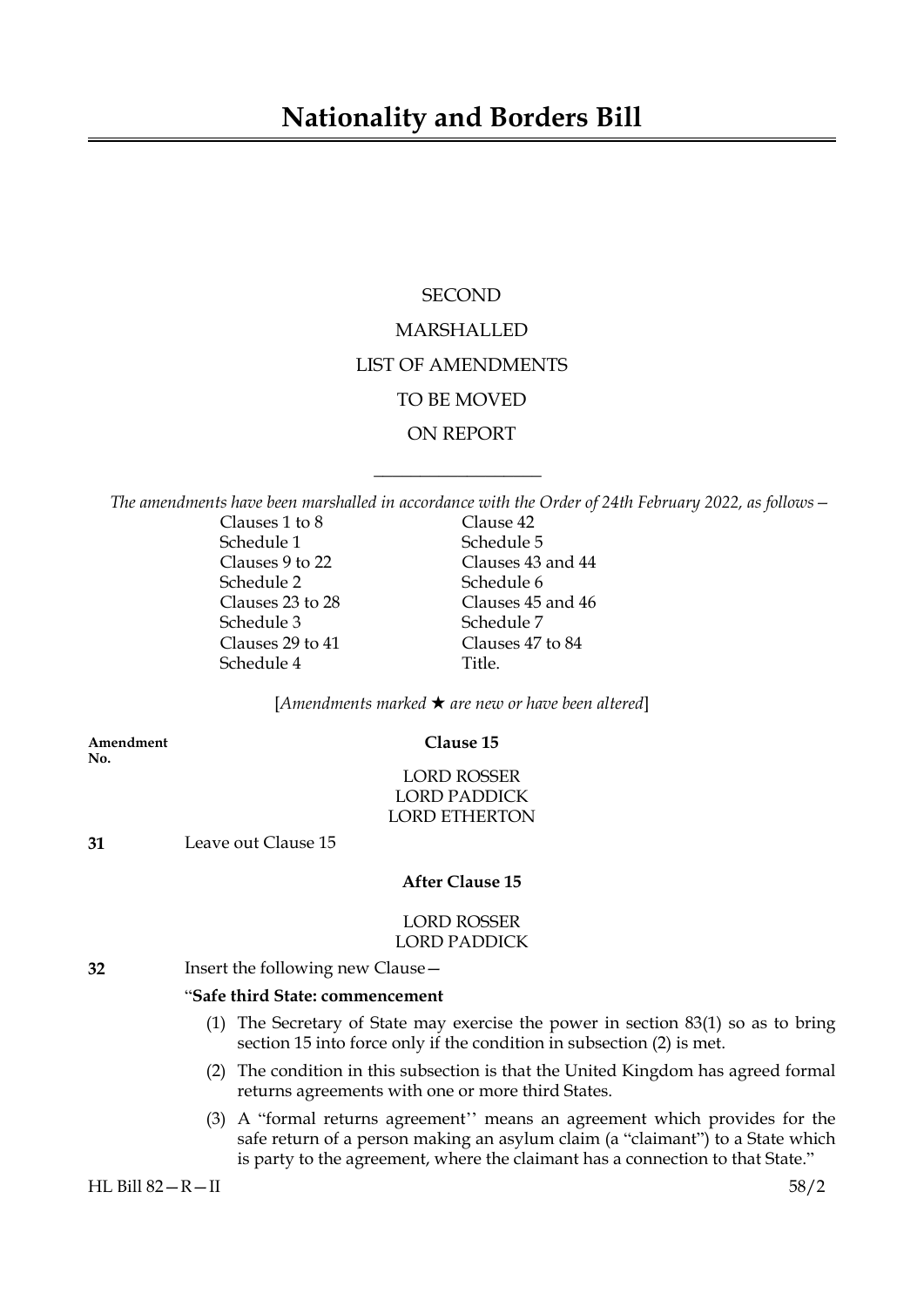# Nationality and Borders Bill

SECOND

MARSHALLED

LIST OF AMENDMENTS

TO BE MOVED

ON REPORT

---

*The amendments have been marshalled in accordance with the Order of 24th February 2022, as follows—*

Clauses 1 to 8
Schedule 1
Clauses 9 to 22
Schedule 2
Clauses 23 to 28
Schedule 3
Clauses 29 to 41
Schedule 4
Clause 42
Schedule 5
Clauses 43 and 44
Schedule 6
Clauses 45 and 46
Schedule 7
Clauses 47 to 84
Title.

[*Amendments marked ★ are new or have been altered*]

**Amendment No.**

**Clause 15**

LORD ROSSER
LORD PADDICK
LORD ETHERTON

**31** Leave out Clause 15

**After Clause 15**

LORD ROSSER
LORD PADDICK

**32** Insert the following new Clause—

"**Safe third State: commencement**

(1) The Secretary of State may exercise the power in section 83(1) so as to bring section 15 into force only if the condition in subsection (2) is met.

(2) The condition in this subsection is that the United Kingdom has agreed formal returns agreements with one or more third States.

(3) A "formal returns agreement'' means an agreement which provides for the safe return of a person making an asylum claim (a "claimant") to a State which is party to the agreement, where the claimant has a connection to that State."

HL Bill 82—R—II 58/2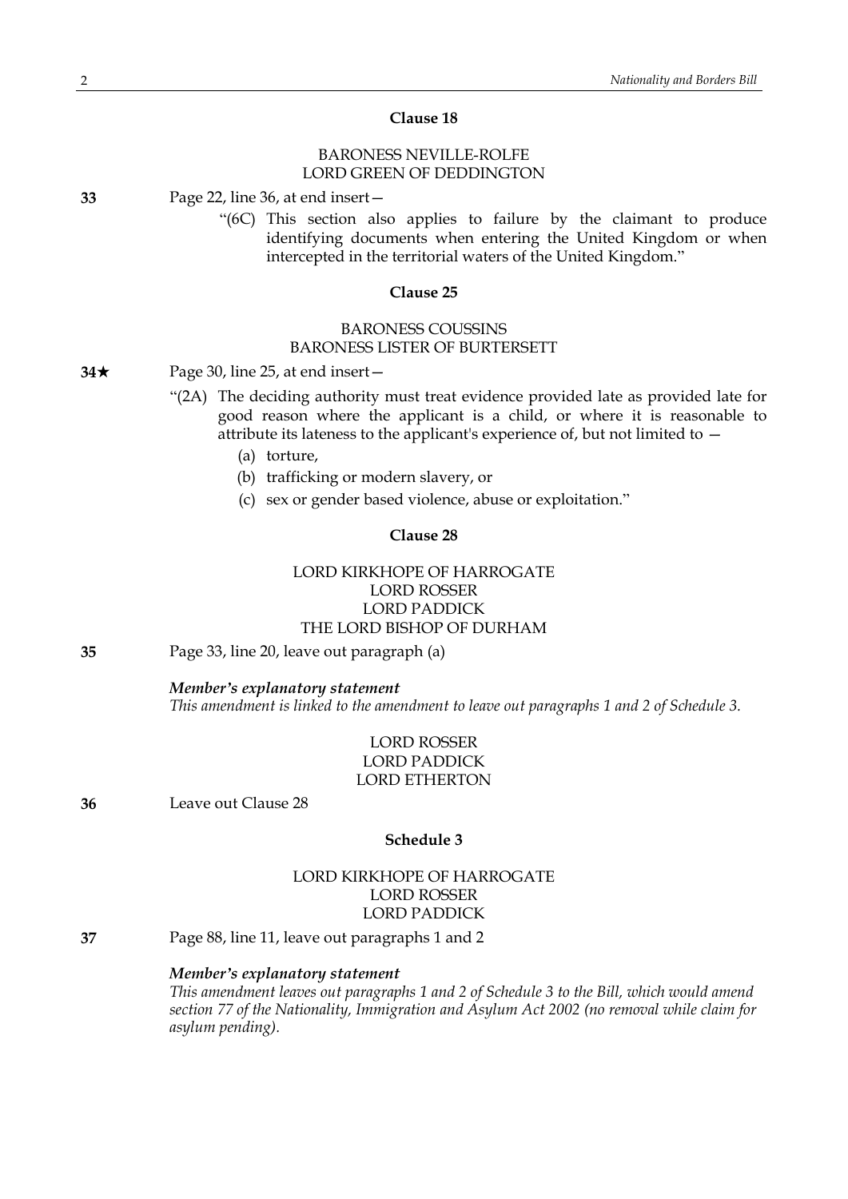**Clause 18**

BARONESS NEVILLE-ROLFE
LORD GREEN OF DEDDINGTON

**33** Page 22, line 36, at end insert—

"(6C) This section also applies to failure by the claimant to produce identifying documents when entering the United Kingdom or when intercepted in the territorial waters of the United Kingdom."

**Clause 25**

BARONESS COUSSINS
BARONESS LISTER OF BURTERSETT

**34★** Page 30, line 25, at end insert—

"(2A) The deciding authority must treat evidence provided late as provided late for good reason where the applicant is a child, or where it is reasonable to attribute its lateness to the applicant's experience of, but not limited to —

(a) torture,

(b) trafficking or modern slavery, or

(c) sex or gender based violence, abuse or exploitation."

**Clause 28**

LORD KIRKHOPE OF HARROGATE
LORD ROSSER
LORD PADDICK
THE LORD BISHOP OF DURHAM

**35** Page 33, line 20, leave out paragraph (a)

***Member's explanatory statement***
*This amendment is linked to the amendment to leave out paragraphs 1 and 2 of Schedule 3.*

LORD ROSSER
LORD PADDICK
LORD ETHERTON

**36** Leave out Clause 28

**Schedule 3**

LORD KIRKHOPE OF HARROGATE
LORD ROSSER
LORD PADDICK

**37** Page 88, line 11, leave out paragraphs 1 and 2

***Member's explanatory statement***
*This amendment leaves out paragraphs 1 and 2 of Schedule 3 to the Bill, which would amend section 77 of the Nationality, Immigration and Asylum Act 2002 (no removal while claim for asylum pending).*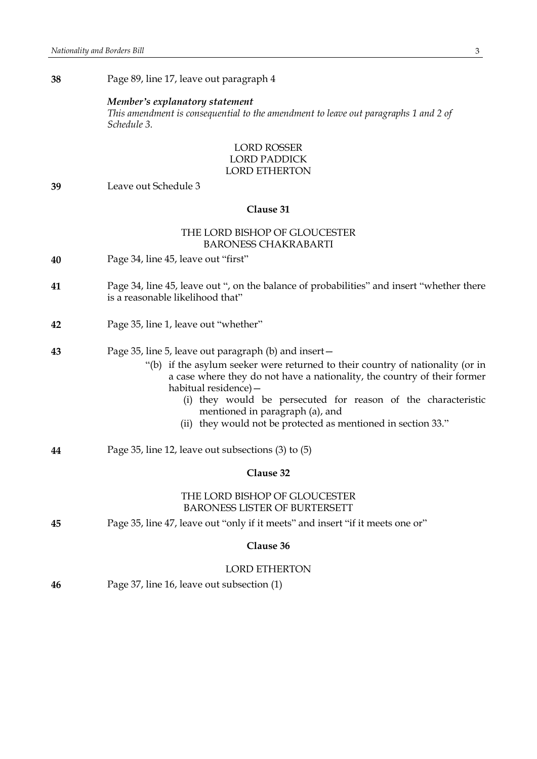**38** Page 89, line 17, leave out paragraph 4

***Member's explanatory statement***

*This amendment is consequential to the amendment to leave out paragraphs 1 and 2 of Schedule 3.*

LORD ROSSER
LORD PADDICK
LORD ETHERTON

**39** Leave out Schedule 3

### Clause 31

THE LORD BISHOP OF GLOUCESTER
BARONESS CHAKRABARTI

**40** Page 34, line 45, leave out "first"

**41** Page 34, line 45, leave out ", on the balance of probabilities" and insert "whether there is a reasonable likelihood that"

**42** Page 35, line 1, leave out "whether"

**43** Page 35, line 5, leave out paragraph (b) and insert—

"(b) if the asylum seeker were returned to their country of nationality (or in a case where they do not have a nationality, the country of their former habitual residence)—

(i) they would be persecuted for reason of the characteristic mentioned in paragraph (a), and

(ii) they would not be protected as mentioned in section 33."

**44** Page 35, line 12, leave out subsections (3) to (5)

### Clause 32

THE LORD BISHOP OF GLOUCESTER
BARONESS LISTER OF BURTERSETT

**45** Page 35, line 47, leave out "only if it meets" and insert "if it meets one or"

### Clause 36

LORD ETHERTON

**46** Page 37, line 16, leave out subsection (1)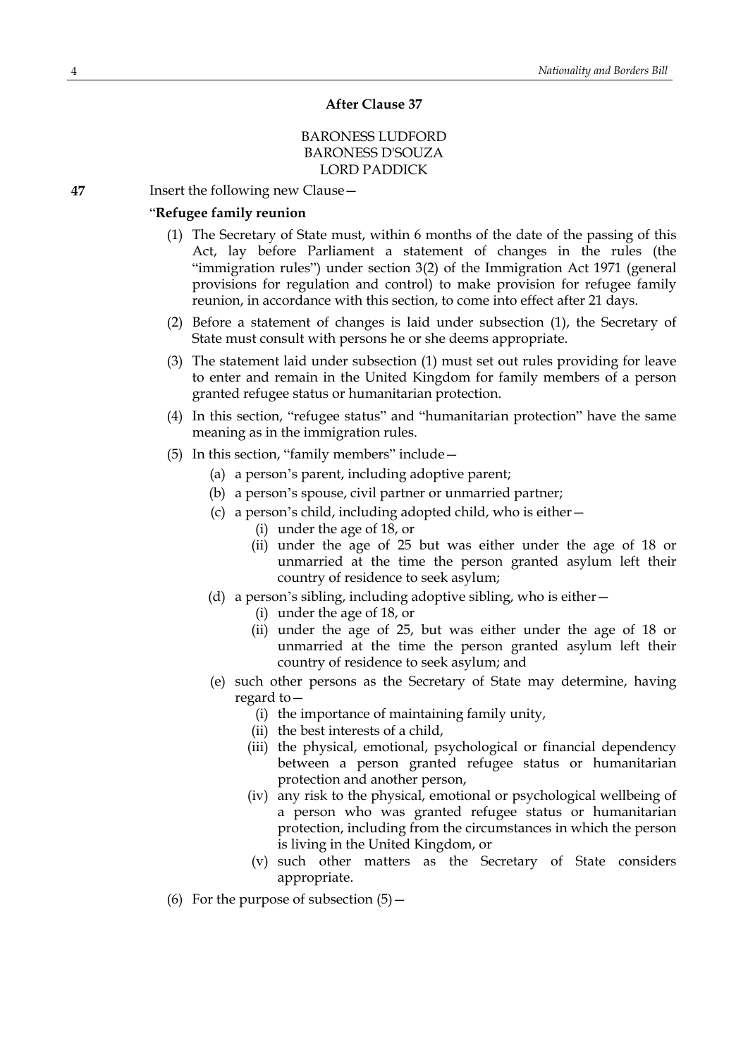**After Clause 37**

BARONESS LUDFORD
BARONESS D'SOUZA
LORD PADDICK

**47** Insert the following new Clause—

"**Refugee family reunion**

(1) The Secretary of State must, within 6 months of the date of the passing of this Act, lay before Parliament a statement of changes in the rules (the "immigration rules") under section 3(2) of the Immigration Act 1971 (general provisions for regulation and control) to make provision for refugee family reunion, in accordance with this section, to come into effect after 21 days.

(2) Before a statement of changes is laid under subsection (1), the Secretary of State must consult with persons he or she deems appropriate.

(3) The statement laid under subsection (1) must set out rules providing for leave to enter and remain in the United Kingdom for family members of a person granted refugee status or humanitarian protection.

(4) In this section, "refugee status" and "humanitarian protection" have the same meaning as in the immigration rules.

(5) In this section, "family members" include—

- (a) a person's parent, including adoptive parent;
- (b) a person's spouse, civil partner or unmarried partner;
- (c) a person's child, including adopted child, who is either—
  - (i) under the age of 18, or
  - (ii) under the age of 25 but was either under the age of 18 or unmarried at the time the person granted asylum left their country of residence to seek asylum;
- (d) a person's sibling, including adoptive sibling, who is either—
  - (i) under the age of 18, or
  - (ii) under the age of 25, but was either under the age of 18 or unmarried at the time the person granted asylum left their country of residence to seek asylum; and
- (e) such other persons as the Secretary of State may determine, having regard to—
  - (i) the importance of maintaining family unity,
  - (ii) the best interests of a child,
  - (iii) the physical, emotional, psychological or financial dependency between a person granted refugee status or humanitarian protection and another person,
  - (iv) any risk to the physical, emotional or psychological wellbeing of a person who was granted refugee status or humanitarian protection, including from the circumstances in which the person is living in the United Kingdom, or
  - (v) such other matters as the Secretary of State considers appropriate.

(6) For the purpose of subsection (5)—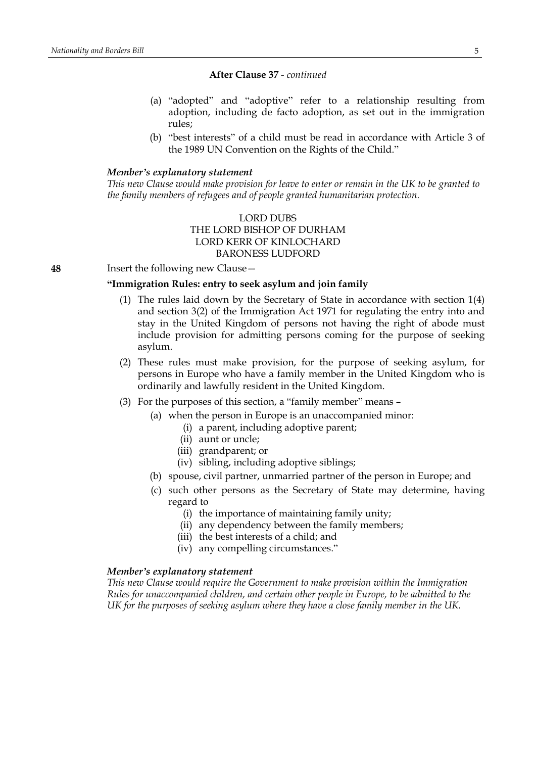**After Clause 37** - *continued*

(a) "adopted" and "adoptive" refer to a relationship resulting from adoption, including de facto adoption, as set out in the immigration rules;

(b) "best interests" of a child must be read in accordance with Article 3 of the 1989 UN Convention on the Rights of the Child."

***Member's explanatory statement***

*This new Clause would make provision for leave to enter or remain in the UK to be granted to the family members of refugees and of people granted humanitarian protection.*

LORD DUBS
THE LORD BISHOP OF DURHAM
LORD KERR OF KINLOCHARD
BARONESS LUDFORD

**48** Insert the following new Clause—

**"Immigration Rules: entry to seek asylum and join family**

(1) The rules laid down by the Secretary of State in accordance with section 1(4) and section 3(2) of the Immigration Act 1971 for regulating the entry into and stay in the United Kingdom of persons not having the right of abode must include provision for admitting persons coming for the purpose of seeking asylum.

(2) These rules must make provision, for the purpose of seeking asylum, for persons in Europe who have a family member in the United Kingdom who is ordinarily and lawfully resident in the United Kingdom.

(3) For the purposes of this section, a "family member" means –

(a) when the person in Europe is an unaccompanied minor:

(i) a parent, including adoptive parent;

(ii) aunt or uncle;

(iii) grandparent; or

(iv) sibling, including adoptive siblings;

(b) spouse, civil partner, unmarried partner of the person in Europe; and

(c) such other persons as the Secretary of State may determine, having regard to

(i) the importance of maintaining family unity;

(ii) any dependency between the family members;

(iii) the best interests of a child; and

(iv) any compelling circumstances."

***Member's explanatory statement***

*This new Clause would require the Government to make provision within the Immigration Rules for unaccompanied children, and certain other people in Europe, to be admitted to the UK for the purposes of seeking asylum where they have a close family member in the UK.*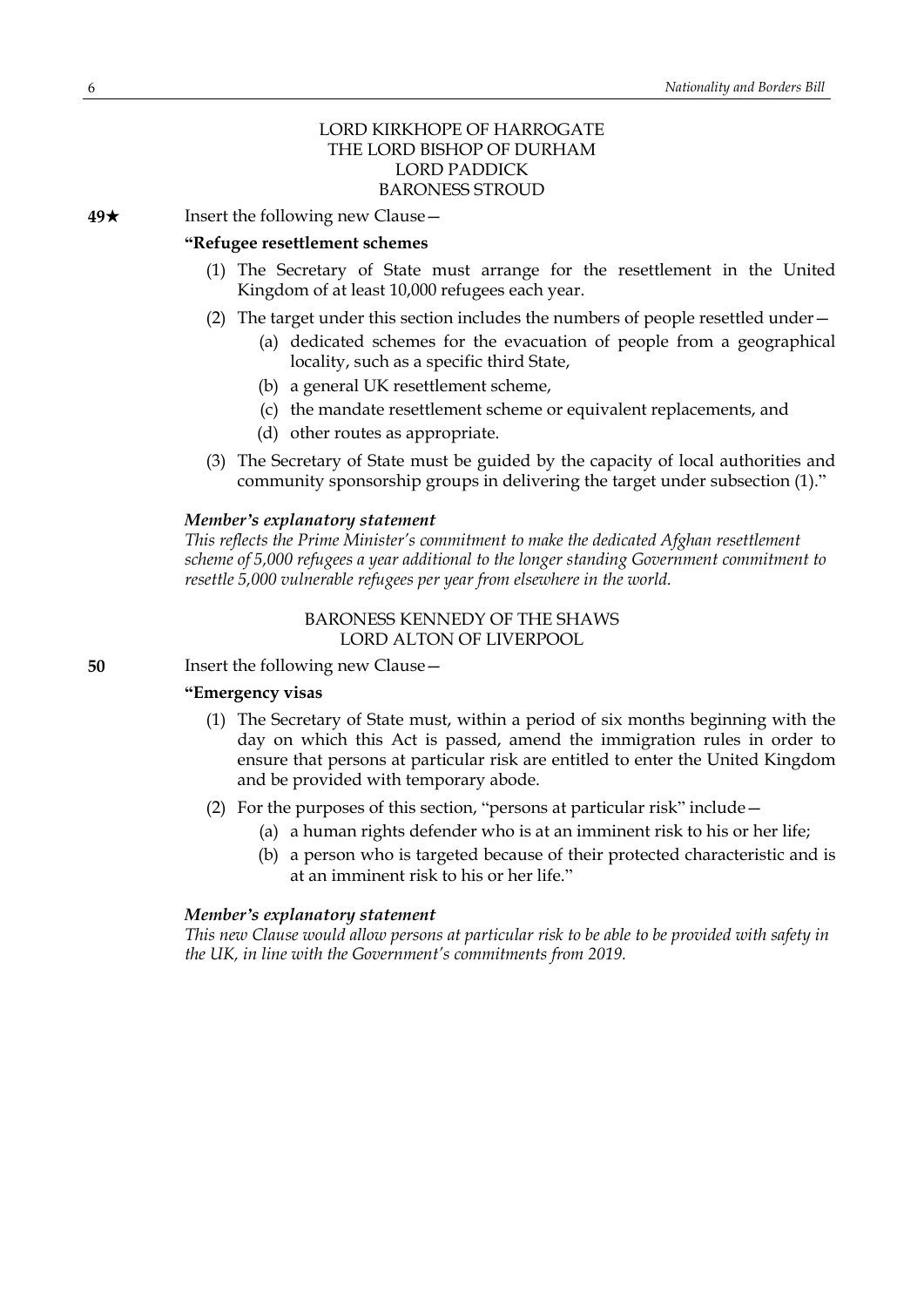LORD KIRKHOPE OF HARROGATE
THE LORD BISHOP OF DURHAM
LORD PADDICK
BARONESS STROUD

**49★** Insert the following new Clause—

**"Refugee resettlement schemes**

(1) The Secretary of State must arrange for the resettlement in the United Kingdom of at least 10,000 refugees each year.

(2) The target under this section includes the numbers of people resettled under—

(a) dedicated schemes for the evacuation of people from a geographical locality, such as a specific third State,

(b) a general UK resettlement scheme,

(c) the mandate resettlement scheme or equivalent replacements, and

(d) other routes as appropriate.

(3) The Secretary of State must be guided by the capacity of local authorities and community sponsorship groups in delivering the target under subsection (1)."

***Member's explanatory statement***

*This reflects the Prime Minister's commitment to make the dedicated Afghan resettlement scheme of 5,000 refugees a year additional to the longer standing Government commitment to resettle 5,000 vulnerable refugees per year from elsewhere in the world.*

BARONESS KENNEDY OF THE SHAWS
LORD ALTON OF LIVERPOOL

**50** Insert the following new Clause—

**"Emergency visas**

(1) The Secretary of State must, within a period of six months beginning with the day on which this Act is passed, amend the immigration rules in order to ensure that persons at particular risk are entitled to enter the United Kingdom and be provided with temporary abode.

(2) For the purposes of this section, "persons at particular risk" include—

(a) a human rights defender who is at an imminent risk to his or her life;

(b) a person who is targeted because of their protected characteristic and is at an imminent risk to his or her life."

***Member's explanatory statement***

*This new Clause would allow persons at particular risk to be able to be provided with safety in the UK, in line with the Government's commitments from 2019.*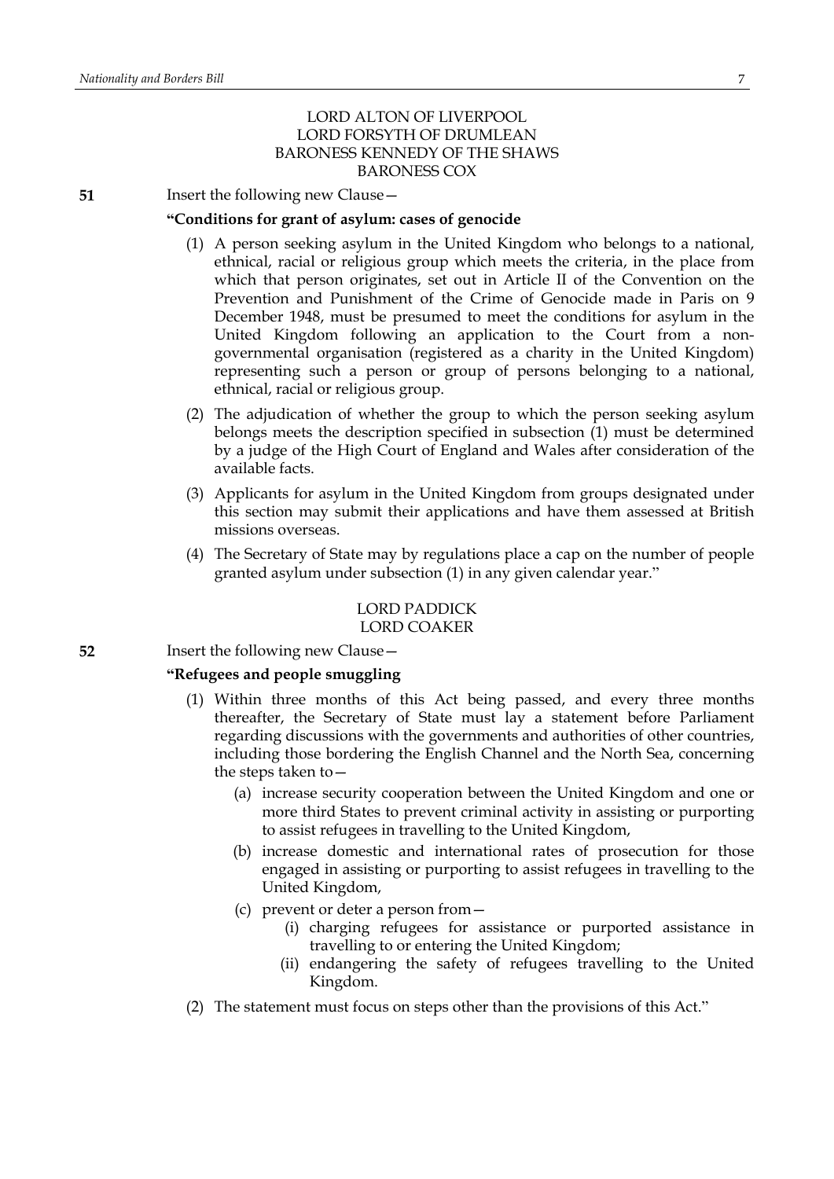LORD ALTON OF LIVERPOOL
LORD FORSYTH OF DRUMLEAN
BARONESS KENNEDY OF THE SHAWS
BARONESS COX

**51** Insert the following new Clause—

**"Conditions for grant of asylum: cases of genocide**

(1) A person seeking asylum in the United Kingdom who belongs to a national, ethnical, racial or religious group which meets the criteria, in the place from which that person originates, set out in Article II of the Convention on the Prevention and Punishment of the Crime of Genocide made in Paris on 9 December 1948, must be presumed to meet the conditions for asylum in the United Kingdom following an application to the Court from a non-governmental organisation (registered as a charity in the United Kingdom) representing such a person or group of persons belonging to a national, ethnical, racial or religious group.

(2) The adjudication of whether the group to which the person seeking asylum belongs meets the description specified in subsection (1) must be determined by a judge of the High Court of England and Wales after consideration of the available facts.

(3) Applicants for asylum in the United Kingdom from groups designated under this section may submit their applications and have them assessed at British missions overseas.

(4) The Secretary of State may by regulations place a cap on the number of people granted asylum under subsection (1) in any given calendar year."

LORD PADDICK
LORD COAKER

**52** Insert the following new Clause—

**"Refugees and people smuggling**

(1) Within three months of this Act being passed, and every three months thereafter, the Secretary of State must lay a statement before Parliament regarding discussions with the governments and authorities of other countries, including those bordering the English Channel and the North Sea, concerning the steps taken to—

  (a) increase security cooperation between the United Kingdom and one or more third States to prevent criminal activity in assisting or purporting to assist refugees in travelling to the United Kingdom,

  (b) increase domestic and international rates of prosecution for those engaged in assisting or purporting to assist refugees in travelling to the United Kingdom,

  (c) prevent or deter a person from—

    (i) charging refugees for assistance or purported assistance in travelling to or entering the United Kingdom;

    (ii) endangering the safety of refugees travelling to the United Kingdom.

(2) The statement must focus on steps other than the provisions of this Act."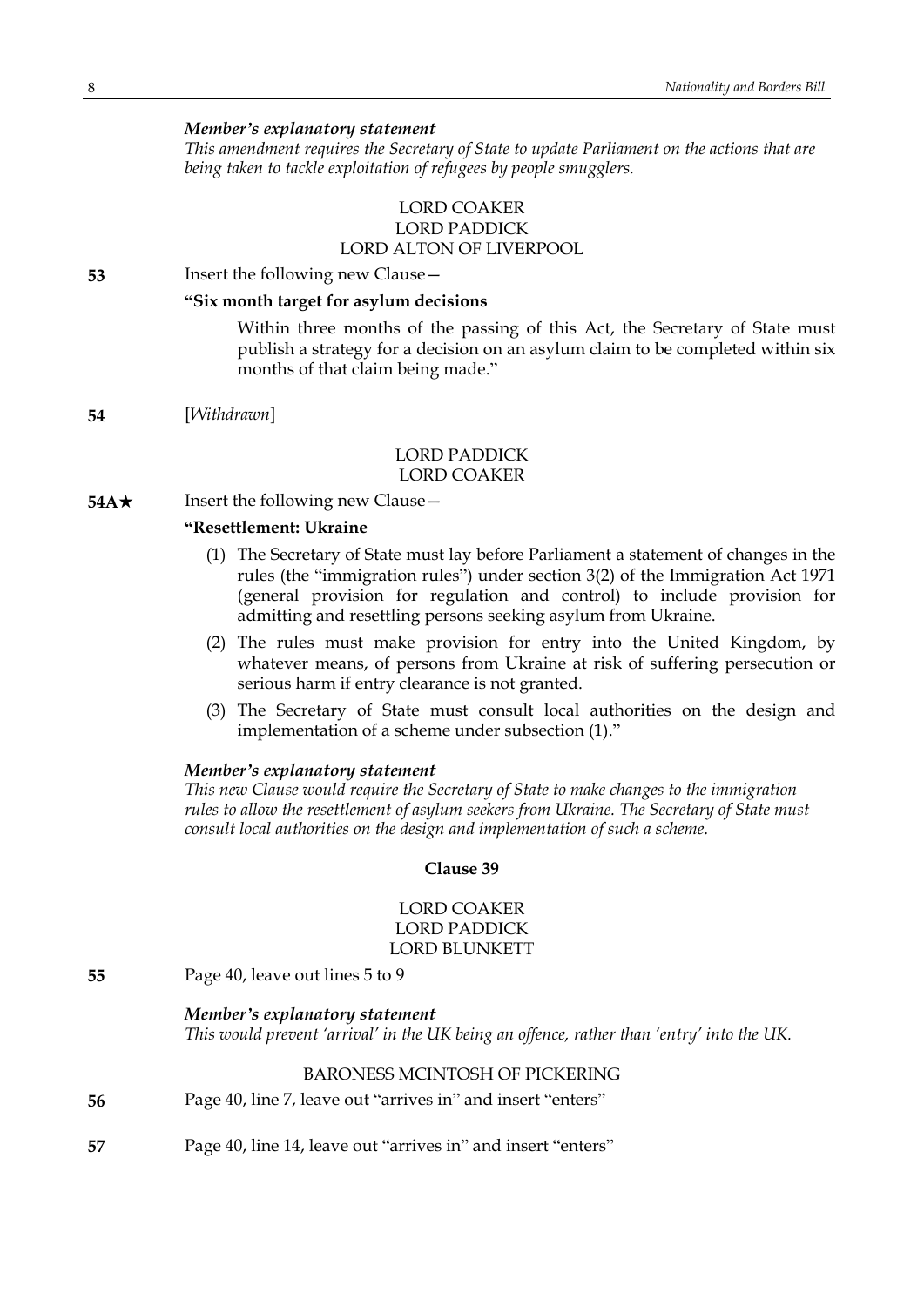*Member's explanatory statement*

*This amendment requires the Secretary of State to update Parliament on the actions that are being taken to tackle exploitation of refugees by people smugglers.*

LORD COAKER
LORD PADDICK
LORD ALTON OF LIVERPOOL

**53** Insert the following new Clause—

**"Six month target for asylum decisions**

Within three months of the passing of this Act, the Secretary of State must publish a strategy for a decision on an asylum claim to be completed within six months of that claim being made."

**54** [*Withdrawn*]

LORD PADDICK
LORD COAKER

**54A★** Insert the following new Clause—

**"Resettlement: Ukraine**

(1) The Secretary of State must lay before Parliament a statement of changes in the rules (the "immigration rules") under section 3(2) of the Immigration Act 1971 (general provision for regulation and control) to include provision for admitting and resettling persons seeking asylum from Ukraine.

(2) The rules must make provision for entry into the United Kingdom, by whatever means, of persons from Ukraine at risk of suffering persecution or serious harm if entry clearance is not granted.

(3) The Secretary of State must consult local authorities on the design and implementation of a scheme under subsection (1)."

*Member's explanatory statement*

*This new Clause would require the Secretary of State to make changes to the immigration rules to allow the resettlement of asylum seekers from Ukraine. The Secretary of State must consult local authorities on the design and implementation of such a scheme.*

**Clause 39**

LORD COAKER
LORD PADDICK
LORD BLUNKETT

**55** Page 40, leave out lines 5 to 9

*Member's explanatory statement*

*This would prevent 'arrival' in the UK being an offence, rather than 'entry' into the UK.*

BARONESS MCINTOSH OF PICKERING

**56** Page 40, line 7, leave out "arrives in" and insert "enters"

**57** Page 40, line 14, leave out "arrives in" and insert "enters"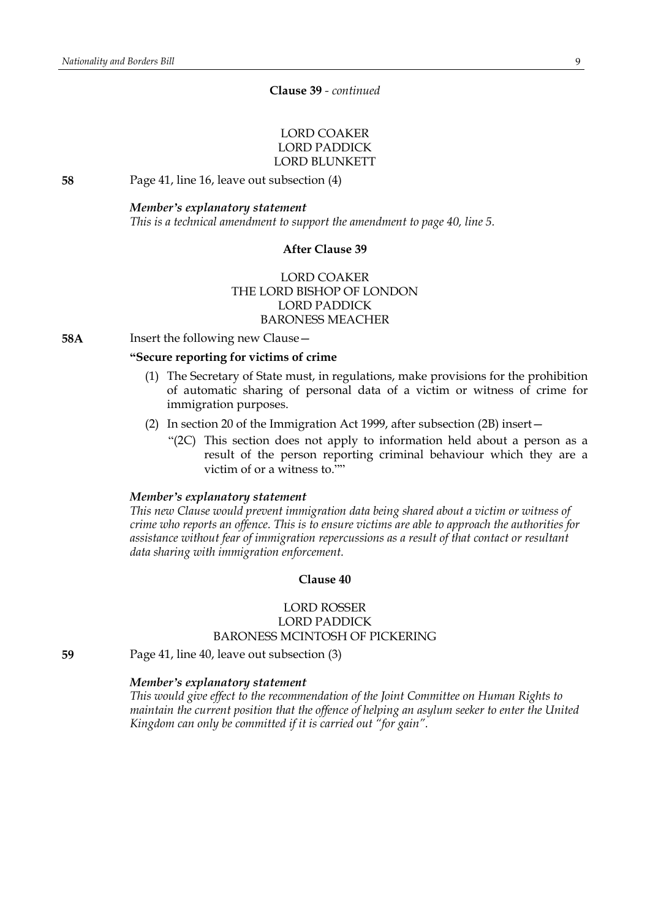**Clause 39** - *continued*

LORD COAKER
LORD PADDICK
LORD BLUNKETT

**58** Page 41, line 16, leave out subsection (4)

***Member's explanatory statement***
*This is a technical amendment to support the amendment to page 40, line 5.*

**After Clause 39**

LORD COAKER
THE LORD BISHOP OF LONDON
LORD PADDICK
BARONESS MEACHER

**58A** Insert the following new Clause—

**"Secure reporting for victims of crime**

(1) The Secretary of State must, in regulations, make provisions for the prohibition of automatic sharing of personal data of a victim or witness of crime for immigration purposes.

(2) In section 20 of the Immigration Act 1999, after subsection (2B) insert—

"(2C) This section does not apply to information held about a person as a result of the person reporting criminal behaviour which they are a victim of or a witness to.""

***Member's explanatory statement***
*This new Clause would prevent immigration data being shared about a victim or witness of crime who reports an offence. This is to ensure victims are able to approach the authorities for assistance without fear of immigration repercussions as a result of that contact or resultant data sharing with immigration enforcement.*

**Clause 40**

LORD ROSSER
LORD PADDICK
BARONESS MCINTOSH OF PICKERING

**59** Page 41, line 40, leave out subsection (3)

***Member's explanatory statement***
*This would give effect to the recommendation of the Joint Committee on Human Rights to maintain the current position that the offence of helping an asylum seeker to enter the United Kingdom can only be committed if it is carried out "for gain".*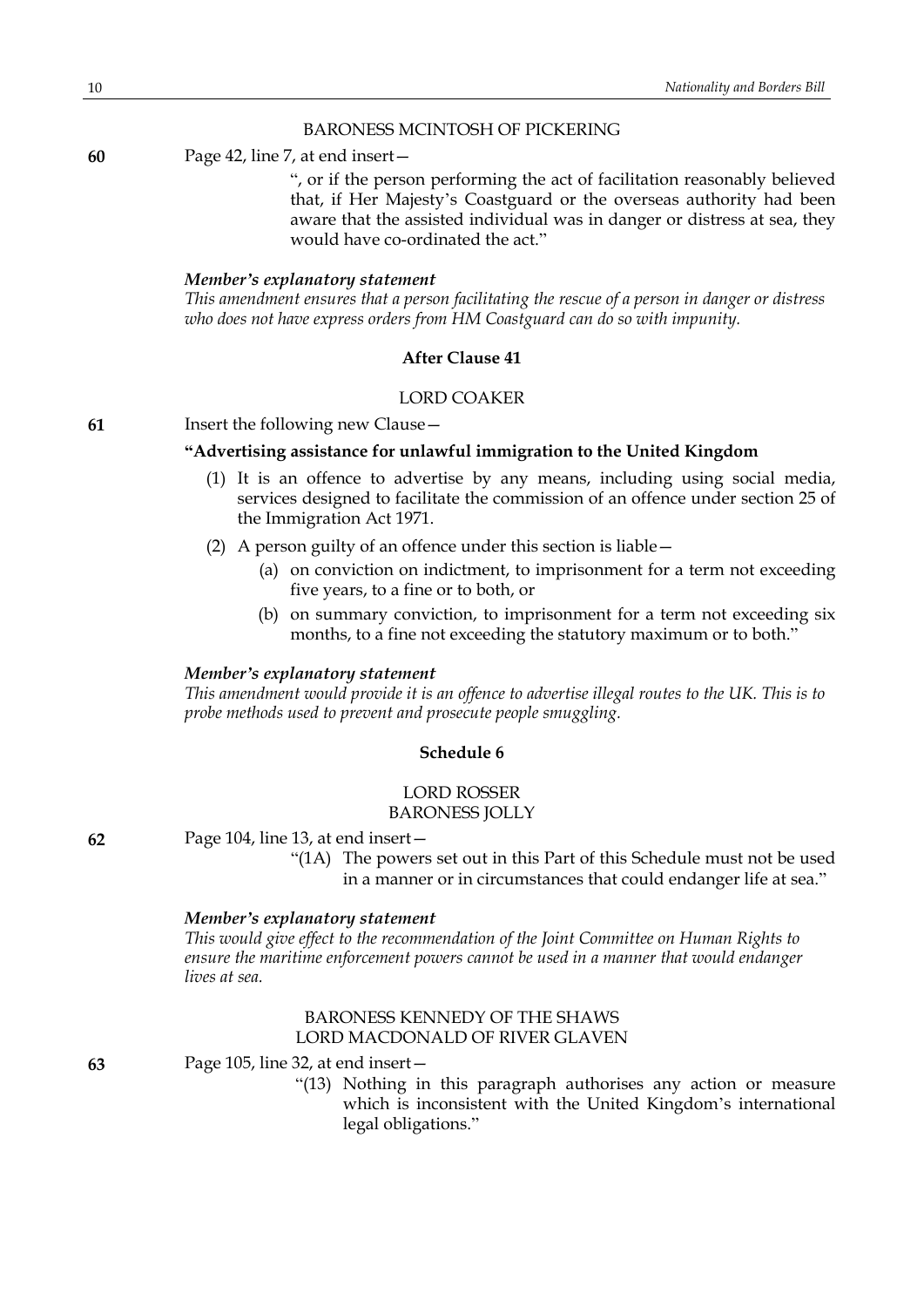BARONESS MCINTOSH OF PICKERING

**60** Page 42, line 7, at end insert—

", or if the person performing the act of facilitation reasonably believed that, if Her Majesty's Coastguard or the overseas authority had been aware that the assisted individual was in danger or distress at sea, they would have co-ordinated the act."

***Member's explanatory statement***

*This amendment ensures that a person facilitating the rescue of a person in danger or distress who does not have express orders from HM Coastguard can do so with impunity.*

**After Clause 41**

LORD COAKER

**61** Insert the following new Clause—

**"Advertising assistance for unlawful immigration to the United Kingdom**

(1) It is an offence to advertise by any means, including using social media, services designed to facilitate the commission of an offence under section 25 of the Immigration Act 1971.

(2) A person guilty of an offence under this section is liable—

(a) on conviction on indictment, to imprisonment for a term not exceeding five years, to a fine or to both, or

(b) on summary conviction, to imprisonment for a term not exceeding six months, to a fine not exceeding the statutory maximum or to both."

***Member's explanatory statement***

*This amendment would provide it is an offence to advertise illegal routes to the UK. This is to probe methods used to prevent and prosecute people smuggling.*

**Schedule 6**

LORD ROSSER
BARONESS JOLLY

**62** Page 104, line 13, at end insert—

"(1A) The powers set out in this Part of this Schedule must not be used in a manner or in circumstances that could endanger life at sea."

***Member's explanatory statement***

*This would give effect to the recommendation of the Joint Committee on Human Rights to ensure the maritime enforcement powers cannot be used in a manner that would endanger lives at sea.*

BARONESS KENNEDY OF THE SHAWS
LORD MACDONALD OF RIVER GLAVEN

**63** Page 105, line 32, at end insert—

"(13) Nothing in this paragraph authorises any action or measure which is inconsistent with the United Kingdom's international legal obligations."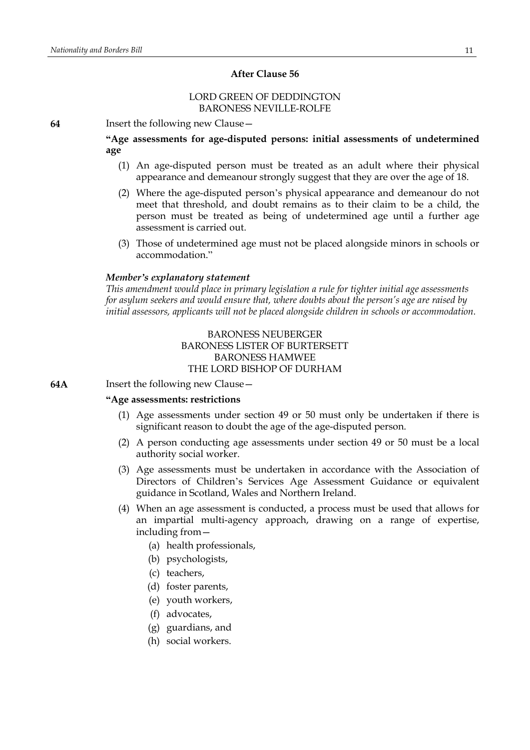**After Clause 56**

LORD GREEN OF DEDDINGTON
BARONESS NEVILLE-ROLFE

**64** Insert the following new Clause—

**"Age assessments for age-disputed persons: initial assessments of undetermined age**

(1) An age-disputed person must be treated as an adult where their physical appearance and demeanour strongly suggest that they are over the age of 18.

(2) Where the age-disputed person's physical appearance and demeanour do not meet that threshold, and doubt remains as to their claim to be a child, the person must be treated as being of undetermined age until a further age assessment is carried out.

(3) Those of undetermined age must not be placed alongside minors in schools or accommodation."

***Member's explanatory statement***

*This amendment would place in primary legislation a rule for tighter initial age assessments for asylum seekers and would ensure that, where doubts about the person's age are raised by initial assessors, applicants will not be placed alongside children in schools or accommodation.*

BARONESS NEUBERGER
BARONESS LISTER OF BURTERSETT
BARONESS HAMWEE
THE LORD BISHOP OF DURHAM

**64A** Insert the following new Clause—

**"Age assessments: restrictions**

(1) Age assessments under section 49 or 50 must only be undertaken if there is significant reason to doubt the age of the age-disputed person.

(2) A person conducting age assessments under section 49 or 50 must be a local authority social worker.

(3) Age assessments must be undertaken in accordance with the Association of Directors of Children's Services Age Assessment Guidance or equivalent guidance in Scotland, Wales and Northern Ireland.

(4) When an age assessment is conducted, a process must be used that allows for an impartial multi-agency approach, drawing on a range of expertise, including from—

(a) health professionals,

(b) psychologists,

(c) teachers,

(d) foster parents,

(e) youth workers,

(f) advocates,

(g) guardians, and

(h) social workers.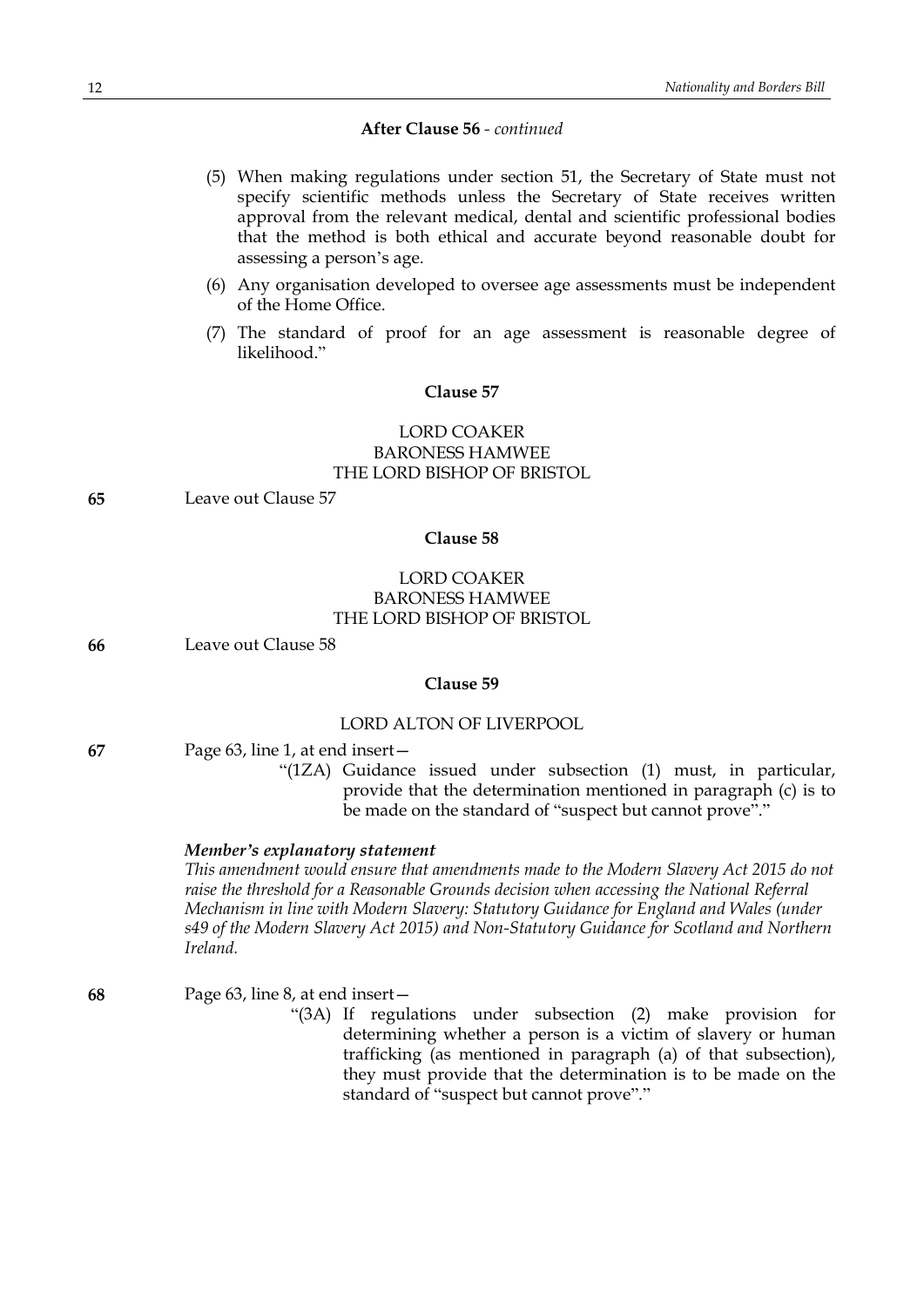**After Clause 56** - *continued*

(5) When making regulations under section 51, the Secretary of State must not specify scientific methods unless the Secretary of State receives written approval from the relevant medical, dental and scientific professional bodies that the method is both ethical and accurate beyond reasonable doubt for assessing a person's age.

(6) Any organisation developed to oversee age assessments must be independent of the Home Office.

(7) The standard of proof for an age assessment is reasonable degree of likelihood."

**Clause 57**

LORD COAKER
BARONESS HAMWEE
THE LORD BISHOP OF BRISTOL

**65** Leave out Clause 57

**Clause 58**

LORD COAKER
BARONESS HAMWEE
THE LORD BISHOP OF BRISTOL

**66** Leave out Clause 58

**Clause 59**

LORD ALTON OF LIVERPOOL

**67** Page 63, line 1, at end insert—

"(1ZA) Guidance issued under subsection (1) must, in particular, provide that the determination mentioned in paragraph (c) is to be made on the standard of "suspect but cannot prove"."

***Member's explanatory statement***

*This amendment would ensure that amendments made to the Modern Slavery Act 2015 do not raise the threshold for a Reasonable Grounds decision when accessing the National Referral Mechanism in line with Modern Slavery: Statutory Guidance for England and Wales (under s49 of the Modern Slavery Act 2015) and Non-Statutory Guidance for Scotland and Northern Ireland.*

**68** Page 63, line 8, at end insert—

"(3A) If regulations under subsection (2) make provision for determining whether a person is a victim of slavery or human trafficking (as mentioned in paragraph (a) of that subsection), they must provide that the determination is to be made on the standard of "suspect but cannot prove"."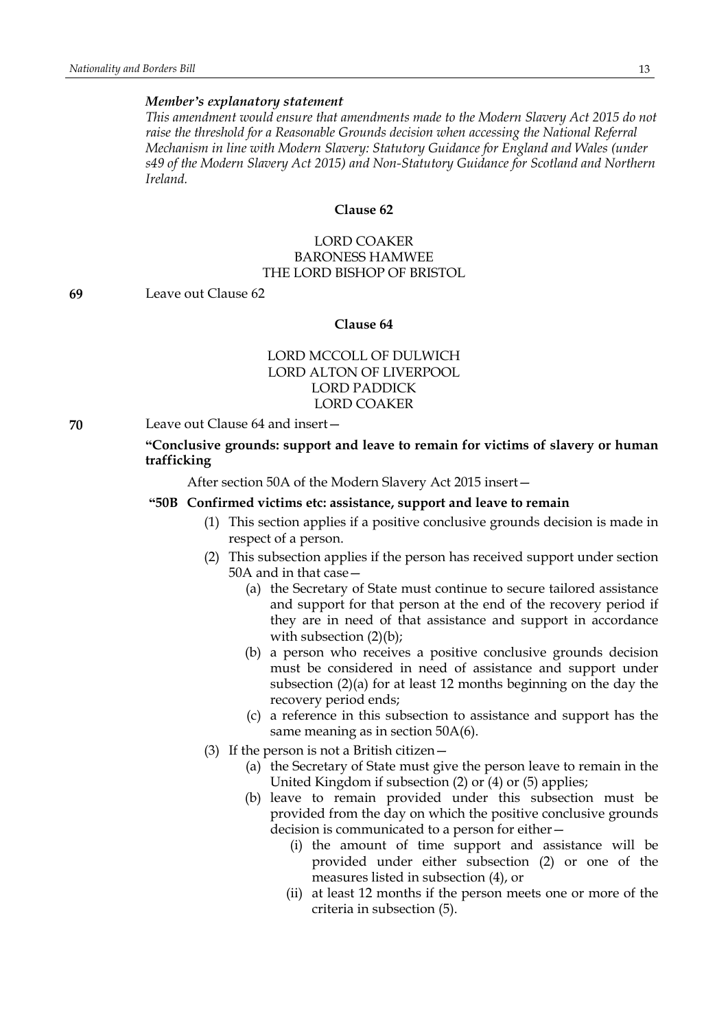*Member's explanatory statement*

*This amendment would ensure that amendments made to the Modern Slavery Act 2015 do not raise the threshold for a Reasonable Grounds decision when accessing the National Referral Mechanism in line with Modern Slavery: Statutory Guidance for England and Wales (under s49 of the Modern Slavery Act 2015) and Non-Statutory Guidance for Scotland and Northern Ireland.*

**Clause 62**

LORD COAKER
BARONESS HAMWEE
THE LORD BISHOP OF BRISTOL

**69** Leave out Clause 62

**Clause 64**

LORD MCCOLL OF DULWICH
LORD ALTON OF LIVERPOOL
LORD PADDICK
LORD COAKER

**70** Leave out Clause 64 and insert—

**"Conclusive grounds: support and leave to remain for victims of slavery or human trafficking**

After section 50A of the Modern Slavery Act 2015 insert—

**"50B Confirmed victims etc: assistance, support and leave to remain**

(1) This section applies if a positive conclusive grounds decision is made in respect of a person.

(2) This subsection applies if the person has received support under section 50A and in that case—

(a) the Secretary of State must continue to secure tailored assistance and support for that person at the end of the recovery period if they are in need of that assistance and support in accordance with subsection (2)(b);

(b) a person who receives a positive conclusive grounds decision must be considered in need of assistance and support under subsection (2)(a) for at least 12 months beginning on the day the recovery period ends;

(c) a reference in this subsection to assistance and support has the same meaning as in section 50A(6).

(3) If the person is not a British citizen—

(a) the Secretary of State must give the person leave to remain in the United Kingdom if subsection (2) or (4) or (5) applies;

(b) leave to remain provided under this subsection must be provided from the day on which the positive conclusive grounds decision is communicated to a person for either—

(i) the amount of time support and assistance will be provided under either subsection (2) or one of the measures listed in subsection (4), or

(ii) at least 12 months if the person meets one or more of the criteria in subsection (5).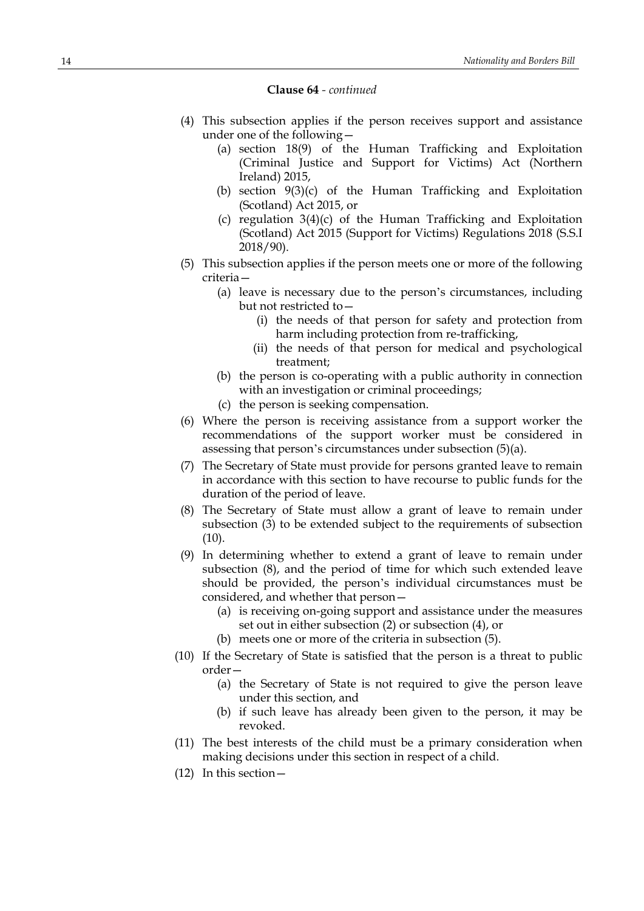**Clause 64** - *continued*

(4) This subsection applies if the person receives support and assistance under one of the following—

(a) section 18(9) of the Human Trafficking and Exploitation (Criminal Justice and Support for Victims) Act (Northern Ireland) 2015,

(b) section 9(3)(c) of the Human Trafficking and Exploitation (Scotland) Act 2015, or

(c) regulation 3(4)(c) of the Human Trafficking and Exploitation (Scotland) Act 2015 (Support for Victims) Regulations 2018 (S.S.I 2018/90).

(5) This subsection applies if the person meets one or more of the following criteria—

(a) leave is necessary due to the person's circumstances, including but not restricted to—

(i) the needs of that person for safety and protection from harm including protection from re-trafficking,

(ii) the needs of that person for medical and psychological treatment;

(b) the person is co-operating with a public authority in connection with an investigation or criminal proceedings;

(c) the person is seeking compensation.

(6) Where the person is receiving assistance from a support worker the recommendations of the support worker must be considered in assessing that person's circumstances under subsection (5)(a).

(7) The Secretary of State must provide for persons granted leave to remain in accordance with this section to have recourse to public funds for the duration of the period of leave.

(8) The Secretary of State must allow a grant of leave to remain under subsection (3) to be extended subject to the requirements of subsection (10).

(9) In determining whether to extend a grant of leave to remain under subsection (8), and the period of time for which such extended leave should be provided, the person's individual circumstances must be considered, and whether that person—

(a) is receiving on-going support and assistance under the measures set out in either subsection (2) or subsection (4), or

(b) meets one or more of the criteria in subsection (5).

(10) If the Secretary of State is satisfied that the person is a threat to public order—

(a) the Secretary of State is not required to give the person leave under this section, and

(b) if such leave has already been given to the person, it may be revoked.

(11) The best interests of the child must be a primary consideration when making decisions under this section in respect of a child.

(12) In this section—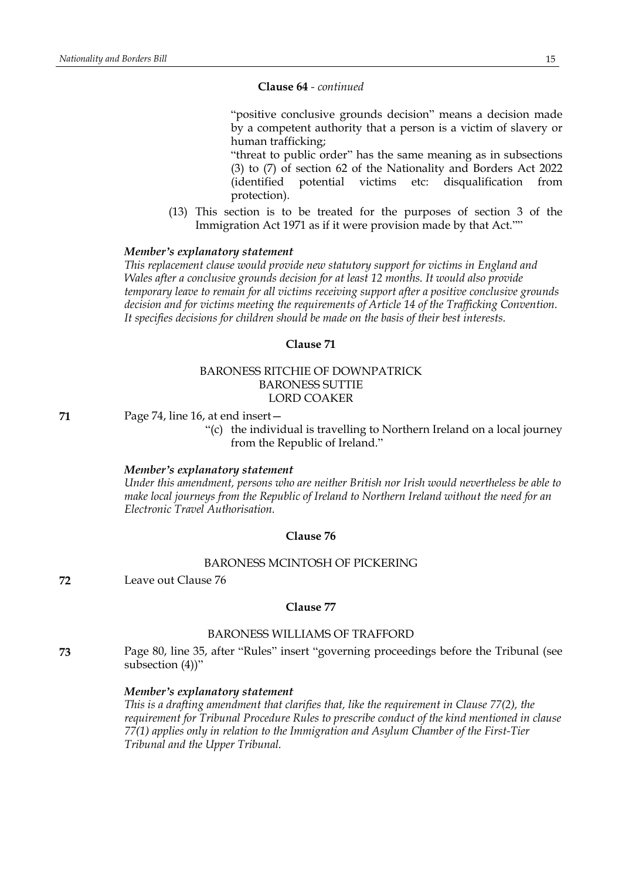**Clause 64** - *continued*

"positive conclusive grounds decision" means a decision made by a competent authority that a person is a victim of slavery or human trafficking;

"threat to public order" has the same meaning as in subsections (3) to (7) of section 62 of the Nationality and Borders Act 2022 (identified potential victims etc: disqualification from protection).

(13) This section is to be treated for the purposes of section 3 of the Immigration Act 1971 as if it were provision made by that Act.""

***Member's explanatory statement***

*This replacement clause would provide new statutory support for victims in England and Wales after a conclusive grounds decision for at least 12 months. It would also provide temporary leave to remain for all victims receiving support after a positive conclusive grounds decision and for victims meeting the requirements of Article 14 of the Trafficking Convention. It specifies decisions for children should be made on the basis of their best interests.*

**Clause 71**

BARONESS RITCHIE OF DOWNPATRICK
BARONESS SUTTIE
LORD COAKER

**71** Page 74, line 16, at end insert—

"(c) the individual is travelling to Northern Ireland on a local journey from the Republic of Ireland."

***Member's explanatory statement***

*Under this amendment, persons who are neither British nor Irish would nevertheless be able to make local journeys from the Republic of Ireland to Northern Ireland without the need for an Electronic Travel Authorisation.*

**Clause 76**

BARONESS MCINTOSH OF PICKERING

**72** Leave out Clause 76

**Clause 77**

BARONESS WILLIAMS OF TRAFFORD

**73** Page 80, line 35, after "Rules" insert "governing proceedings before the Tribunal (see subsection (4))"

***Member's explanatory statement***

*This is a drafting amendment that clarifies that, like the requirement in Clause 77(2), the requirement for Tribunal Procedure Rules to prescribe conduct of the kind mentioned in clause 77(1) applies only in relation to the Immigration and Asylum Chamber of the First-Tier Tribunal and the Upper Tribunal.*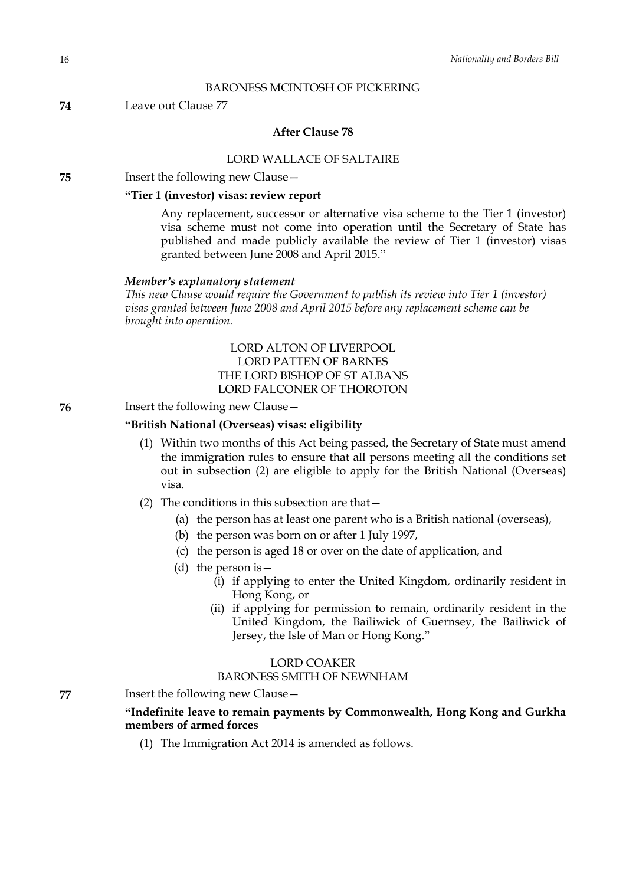BARONESS MCINTOSH OF PICKERING

**74** Leave out Clause 77

**After Clause 78**

LORD WALLACE OF SALTAIRE

**75** Insert the following new Clause—

**"Tier 1 (investor) visas: review report**

Any replacement, successor or alternative visa scheme to the Tier 1 (investor) visa scheme must not come into operation until the Secretary of State has published and made publicly available the review of Tier 1 (investor) visas granted between June 2008 and April 2015."

***Member's explanatory statement***

*This new Clause would require the Government to publish its review into Tier 1 (investor) visas granted between June 2008 and April 2015 before any replacement scheme can be brought into operation.*

LORD ALTON OF LIVERPOOL
LORD PATTEN OF BARNES
THE LORD BISHOP OF ST ALBANS
LORD FALCONER OF THOROTON

**76** Insert the following new Clause—

**"British National (Overseas) visas: eligibility**

(1) Within two months of this Act being passed, the Secretary of State must amend the immigration rules to ensure that all persons meeting all the conditions set out in subsection (2) are eligible to apply for the British National (Overseas) visa.

(2) The conditions in this subsection are that—

(a) the person has at least one parent who is a British national (overseas),

(b) the person was born on or after 1 July 1997,

(c) the person is aged 18 or over on the date of application, and

(d) the person is—

(i) if applying to enter the United Kingdom, ordinarily resident in Hong Kong, or

(ii) if applying for permission to remain, ordinarily resident in the United Kingdom, the Bailiwick of Guernsey, the Bailiwick of Jersey, the Isle of Man or Hong Kong."

LORD COAKER
BARONESS SMITH OF NEWNHAM

**77** Insert the following new Clause—

**"Indefinite leave to remain payments by Commonwealth, Hong Kong and Gurkha members of armed forces**

(1) The Immigration Act 2014 is amended as follows.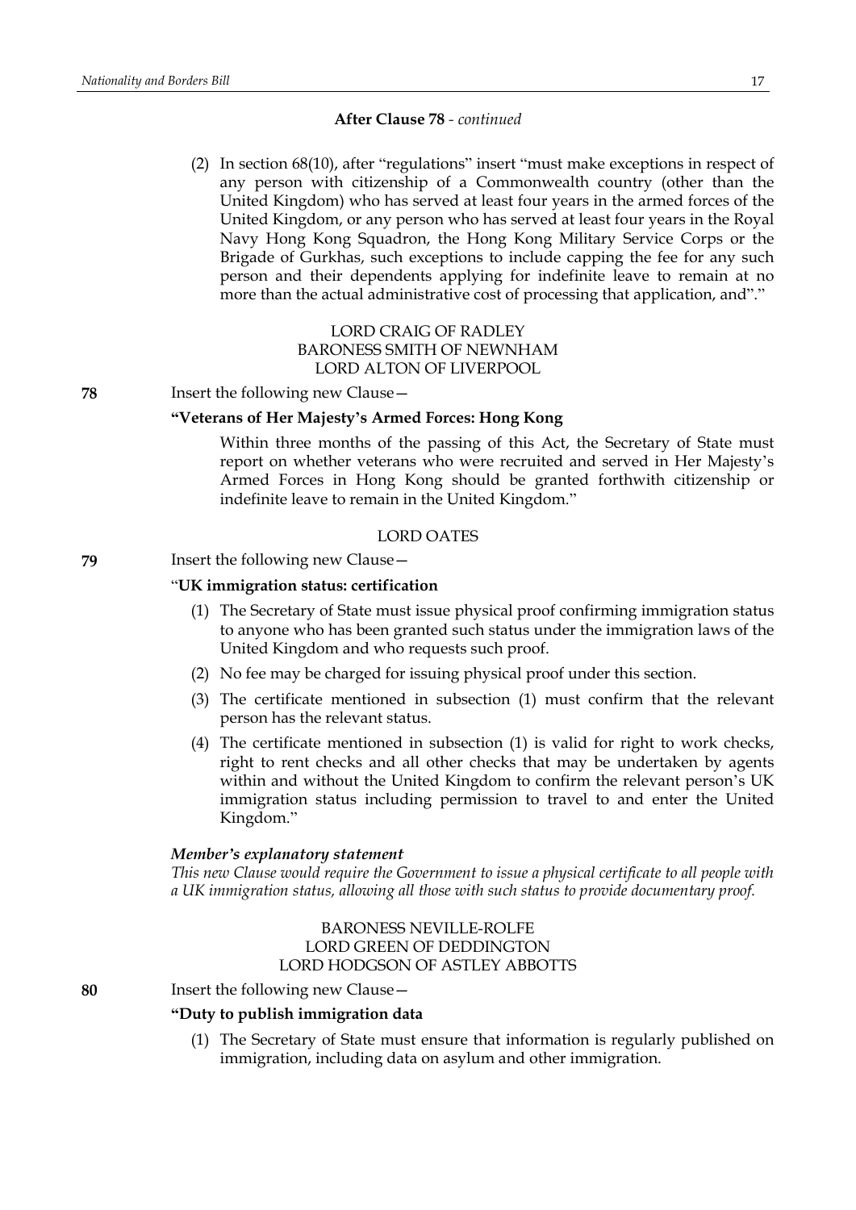**After Clause 78** - *continued*

(2) In section 68(10), after "regulations" insert "must make exceptions in respect of any person with citizenship of a Commonwealth country (other than the United Kingdom) who has served at least four years in the armed forces of the United Kingdom, or any person who has served at least four years in the Royal Navy Hong Kong Squadron, the Hong Kong Military Service Corps or the Brigade of Gurkhas, such exceptions to include capping the fee for any such person and their dependents applying for indefinite leave to remain at no more than the actual administrative cost of processing that application, and"."

LORD CRAIG OF RADLEY
BARONESS SMITH OF NEWNHAM
LORD ALTON OF LIVERPOOL

**78** Insert the following new Clause—

**"Veterans of Her Majesty's Armed Forces: Hong Kong**

Within three months of the passing of this Act, the Secretary of State must report on whether veterans who were recruited and served in Her Majesty's Armed Forces in Hong Kong should be granted forthwith citizenship or indefinite leave to remain in the United Kingdom."

LORD OATES

**79** Insert the following new Clause—

"**UK immigration status: certification**

(1) The Secretary of State must issue physical proof confirming immigration status to anyone who has been granted such status under the immigration laws of the United Kingdom and who requests such proof.

(2) No fee may be charged for issuing physical proof under this section.

(3) The certificate mentioned in subsection (1) must confirm that the relevant person has the relevant status.

(4) The certificate mentioned in subsection (1) is valid for right to work checks, right to rent checks and all other checks that may be undertaken by agents within and without the United Kingdom to confirm the relevant person's UK immigration status including permission to travel to and enter the United Kingdom."

***Member's explanatory statement***

*This new Clause would require the Government to issue a physical certificate to all people with a UK immigration status, allowing all those with such status to provide documentary proof.*

BARONESS NEVILLE-ROLFE
LORD GREEN OF DEDDINGTON
LORD HODGSON OF ASTLEY ABBOTTS

**80** Insert the following new Clause—

**"Duty to publish immigration data**

(1) The Secretary of State must ensure that information is regularly published on immigration, including data on asylum and other immigration.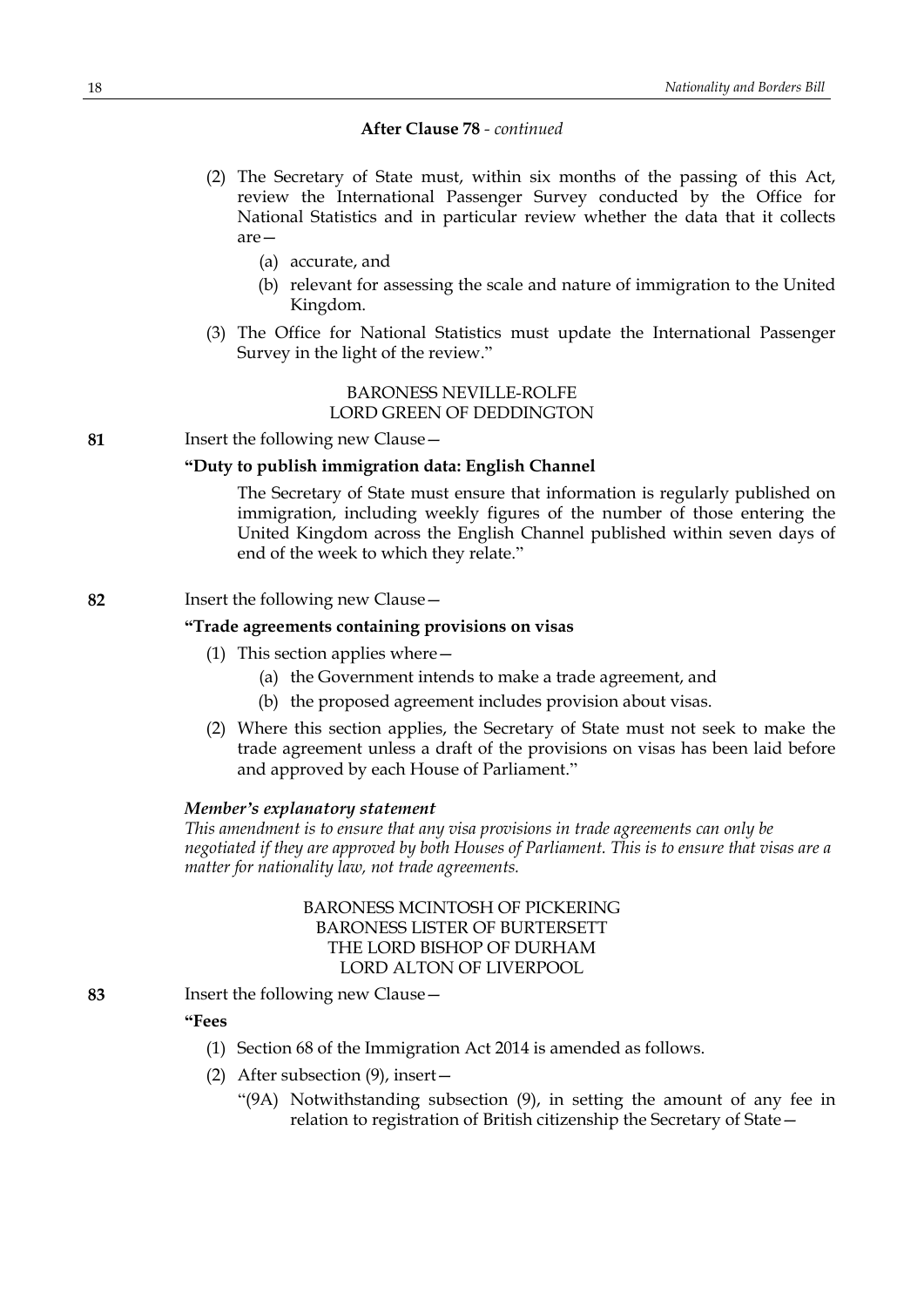**After Clause 78** - *continued*

(2) The Secretary of State must, within six months of the passing of this Act, review the International Passenger Survey conducted by the Office for National Statistics and in particular review whether the data that it collects are—

(a) accurate, and

(b) relevant for assessing the scale and nature of immigration to the United Kingdom.

(3) The Office for National Statistics must update the International Passenger Survey in the light of the review."

BARONESS NEVILLE-ROLFE
LORD GREEN OF DEDDINGTON

**81** Insert the following new Clause—

**"Duty to publish immigration data: English Channel**

The Secretary of State must ensure that information is regularly published on immigration, including weekly figures of the number of those entering the United Kingdom across the English Channel published within seven days of end of the week to which they relate."

**82** Insert the following new Clause—

**"Trade agreements containing provisions on visas**

(1) This section applies where—

(a) the Government intends to make a trade agreement, and

(b) the proposed agreement includes provision about visas.

(2) Where this section applies, the Secretary of State must not seek to make the trade agreement unless a draft of the provisions on visas has been laid before and approved by each House of Parliament."

***Member's explanatory statement***

*This amendment is to ensure that any visa provisions in trade agreements can only be negotiated if they are approved by both Houses of Parliament. This is to ensure that visas are a matter for nationality law, not trade agreements.*

BARONESS MCINTOSH OF PICKERING
BARONESS LISTER OF BURTERSETT
THE LORD BISHOP OF DURHAM
LORD ALTON OF LIVERPOOL

**83** Insert the following new Clause—

**"Fees**

(1) Section 68 of the Immigration Act 2014 is amended as follows.

(2) After subsection (9), insert—

"(9A) Notwithstanding subsection (9), in setting the amount of any fee in relation to registration of British citizenship the Secretary of State—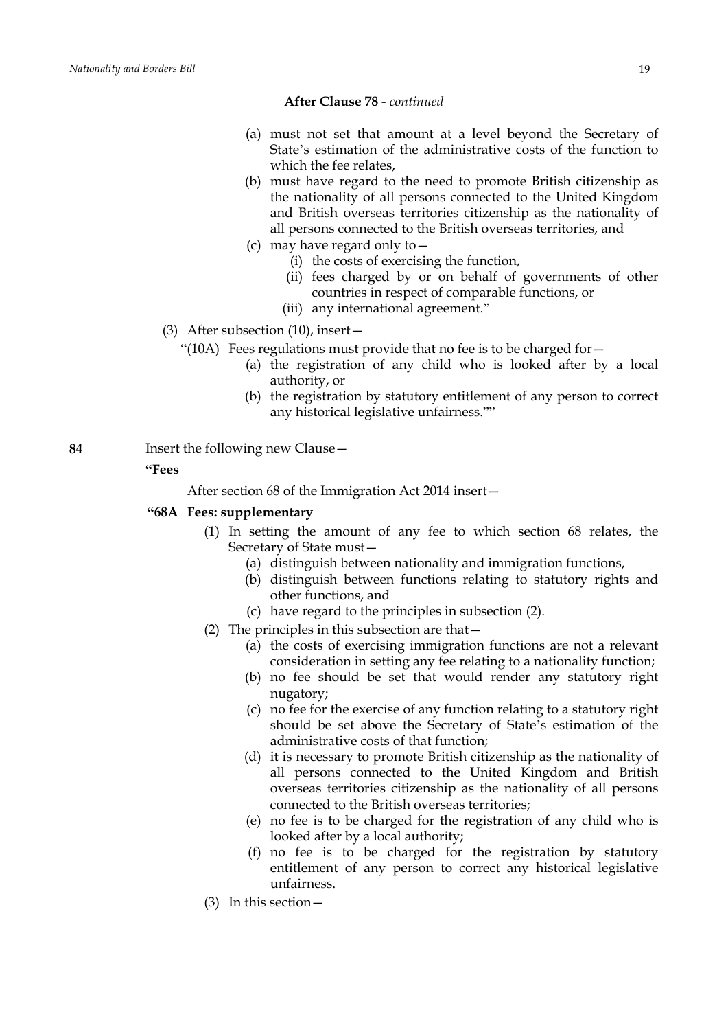**After Clause 78** - *continued*

(a) must not set that amount at a level beyond the Secretary of State's estimation of the administrative costs of the function to which the fee relates,

(b) must have regard to the need to promote British citizenship as the nationality of all persons connected to the United Kingdom and British overseas territories citizenship as the nationality of all persons connected to the British overseas territories, and

(c) may have regard only to—

(i) the costs of exercising the function,

(ii) fees charged by or on behalf of governments of other countries in respect of comparable functions, or

(iii) any international agreement."

(3) After subsection (10), insert—

"(10A) Fees regulations must provide that no fee is to be charged for—

(a) the registration of any child who is looked after by a local authority, or

(b) the registration by statutory entitlement of any person to correct any historical legislative unfairness.""

**84** Insert the following new Clause—

**"Fees**

After section 68 of the Immigration Act 2014 insert—

**"68A Fees: supplementary**

(1) In setting the amount of any fee to which section 68 relates, the Secretary of State must—

(a) distinguish between nationality and immigration functions,

(b) distinguish between functions relating to statutory rights and other functions, and

(c) have regard to the principles in subsection (2).

(2) The principles in this subsection are that—

(a) the costs of exercising immigration functions are not a relevant consideration in setting any fee relating to a nationality function;

(b) no fee should be set that would render any statutory right nugatory;

(c) no fee for the exercise of any function relating to a statutory right should be set above the Secretary of State's estimation of the administrative costs of that function;

(d) it is necessary to promote British citizenship as the nationality of all persons connected to the United Kingdom and British overseas territories citizenship as the nationality of all persons connected to the British overseas territories;

(e) no fee is to be charged for the registration of any child who is looked after by a local authority;

(f) no fee is to be charged for the registration by statutory entitlement of any person to correct any historical legislative unfairness.

(3) In this section—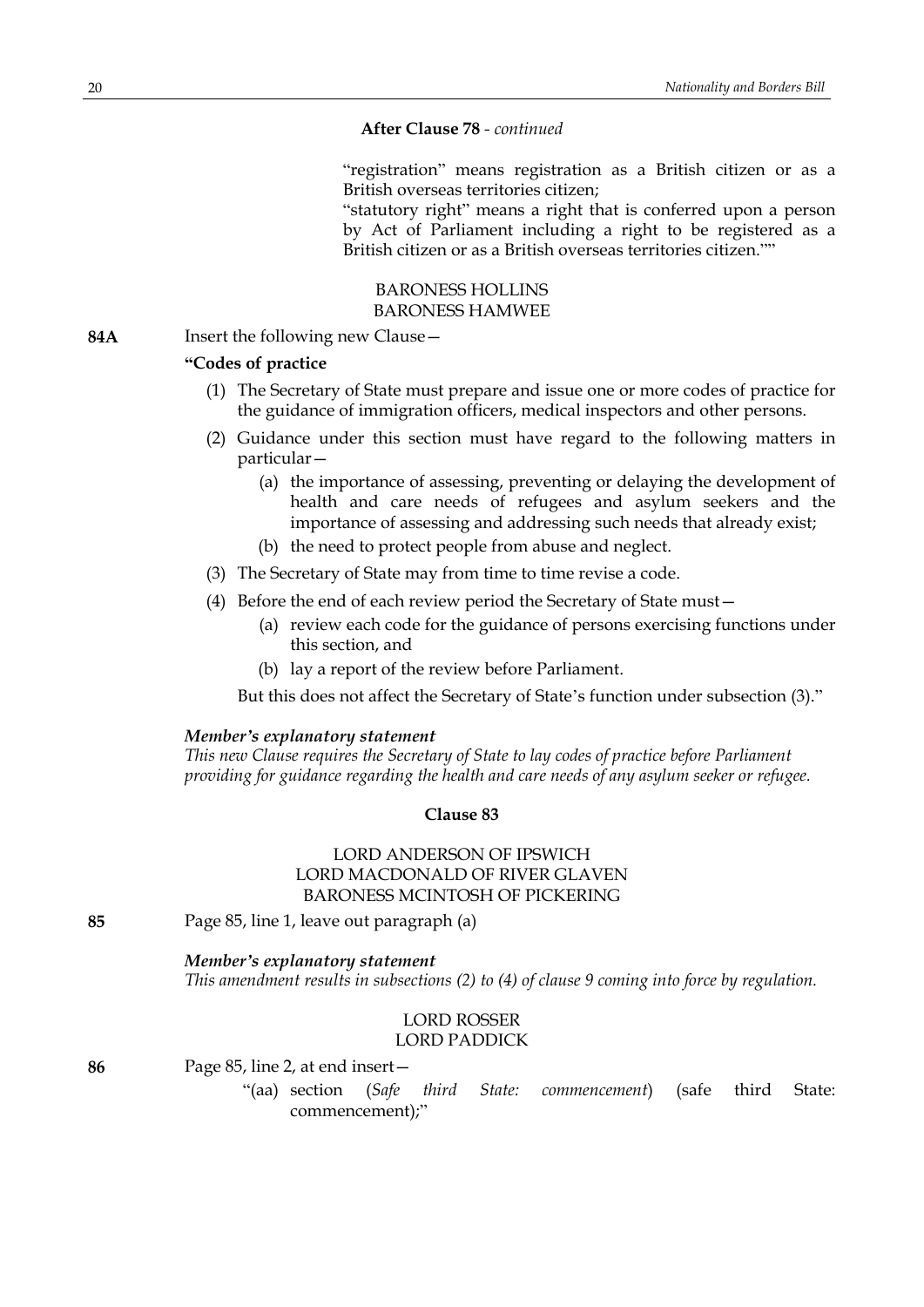**After Clause 78** - *continued*

"registration" means registration as a British citizen or as a British overseas territories citizen;

"statutory right" means a right that is conferred upon a person by Act of Parliament including a right to be registered as a British citizen or as a British overseas territories citizen.""

BARONESS HOLLINS
BARONESS HAMWEE

**84A** Insert the following new Clause—

**"Codes of practice**

(1) The Secretary of State must prepare and issue one or more codes of practice for the guidance of immigration officers, medical inspectors and other persons.

(2) Guidance under this section must have regard to the following matters in particular—

(a) the importance of assessing, preventing or delaying the development of health and care needs of refugees and asylum seekers and the importance of assessing and addressing such needs that already exist;

(b) the need to protect people from abuse and neglect.

(3) The Secretary of State may from time to time revise a code.

(4) Before the end of each review period the Secretary of State must—

(a) review each code for the guidance of persons exercising functions under this section, and

(b) lay a report of the review before Parliament.

But this does not affect the Secretary of State's function under subsection (3)."

***Member's explanatory statement***

*This new Clause requires the Secretary of State to lay codes of practice before Parliament providing for guidance regarding the health and care needs of any asylum seeker or refugee.*

**Clause 83**

LORD ANDERSON OF IPSWICH
LORD MACDONALD OF RIVER GLAVEN
BARONESS MCINTOSH OF PICKERING

**85** Page 85, line 1, leave out paragraph (a)

***Member's explanatory statement***

*This amendment results in subsections (2) to (4) of clause 9 coming into force by regulation.*

LORD ROSSER
LORD PADDICK

**86** Page 85, line 2, at end insert—

"(aa) section (*Safe third State: commencement*) (safe third State: commencement);"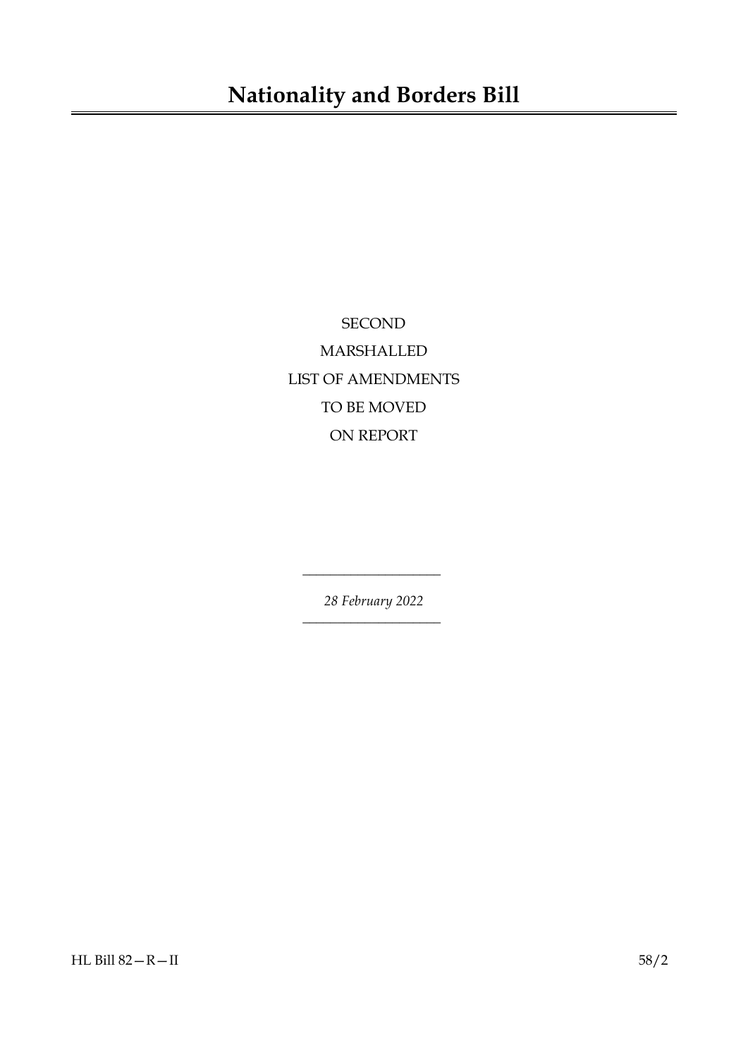# Nationality and Borders Bill

SECOND

MARSHALLED

LIST OF AMENDMENTS

TO BE MOVED

ON REPORT

---

*28 February 2022*

---

HL Bill 82—R—II

58/2